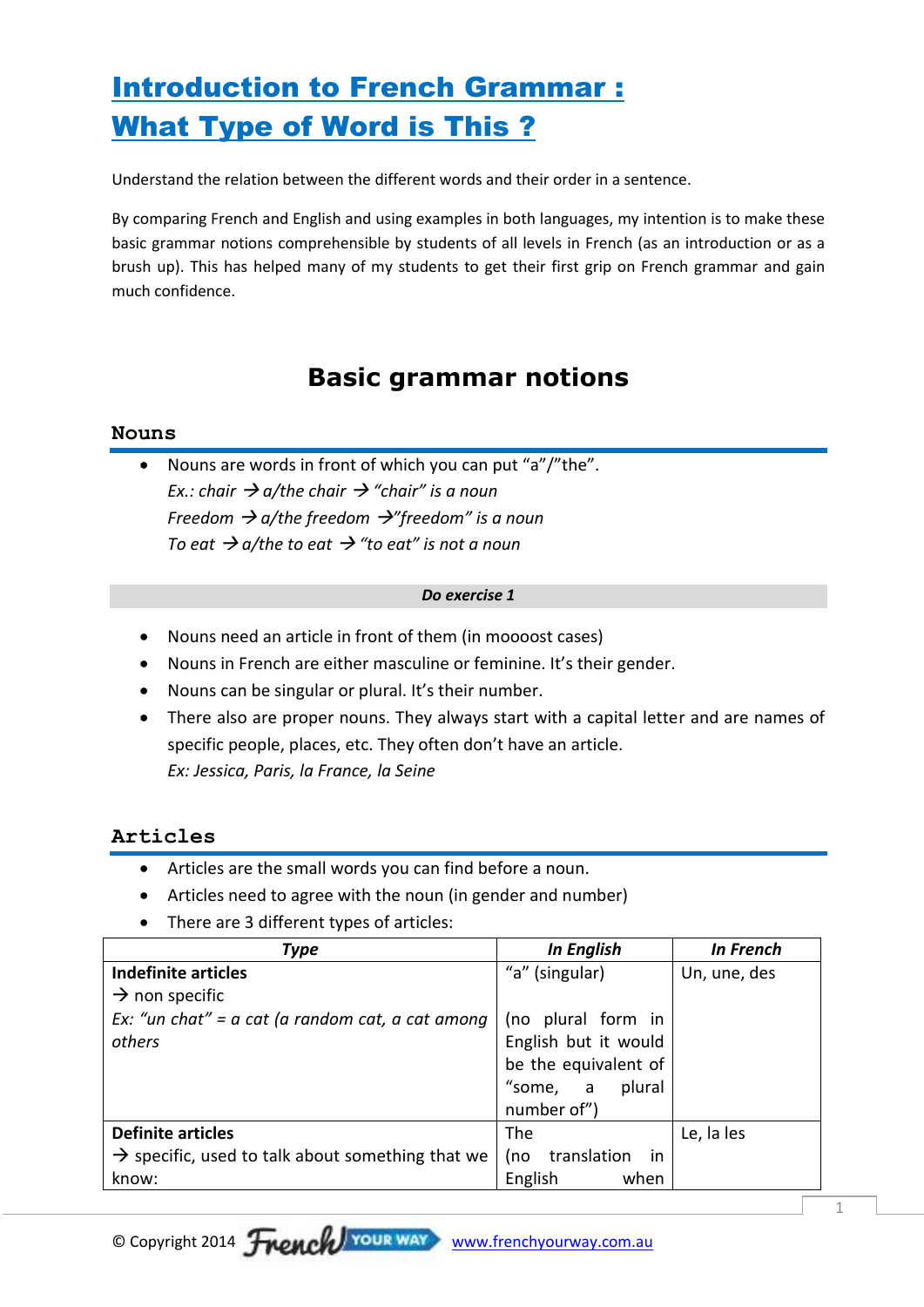# Introduction to French Grammar : What Type of Word is This ?

Understand the relation between the different words and their order in a sentence.

By comparing French and English and using examples in both languages, my intention is to make these basic grammar notions comprehensible by students of all levels in French (as an introduction or as a brush up). This has helped many of my students to get their first grip on French grammar and gain much confidence.

## Basic grammar notions

### Nouns

- Nouns are words in front of which you can put "a"/"the".
  *Ex.: chair → a/the chair → "chair" is a noun*
  *Freedom → a/the freedom →"freedom" is a noun*
  *To eat → a/the to eat → "to eat" is not a noun*

***Do exercise 1***

- Nouns need an article in front of them (in mooooost cases)
- Nouns in French are either masculine or feminine. It's their gender.
- Nouns can be singular or plural. It's their number.
- There also are proper nouns. They always start with a capital letter and are names of specific people, places, etc. They often don't have an article.
  *Ex: Jessica, Paris, la France, la Seine*

### Articles

- Articles are the small words you can find before a noun.
- Articles need to agree with the noun (in gender and number)
- There are 3 different types of articles:

| *Type* | *In English* | *In French* |
|---|---|---|
| **Indefinite articles** → non specific *Ex: "un chat" = a cat (a random cat, a cat among others* | "a" (singular) (no plural form in English but it would be the equivalent of "some, a plural number of") | Un, une, des |
| **Definite articles** → specific, used to talk about something that we know: | The (no translation in English when | Le, la les |

© Copyright 2014 French Your Way www.frenchyourway.com.au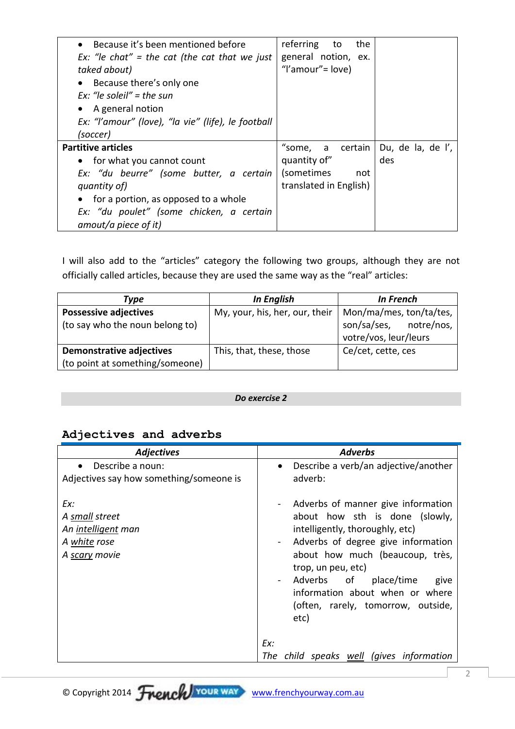| | | |
|---|---|---|
| • Because it's been mentioned before<br>*Ex: "le chat" = the cat (the cat that we just taked about)*<br>• Because there's only one<br>*Ex: "le soleil" = the sun*<br>• A general notion<br>*Ex: "l'amour" (love), "la vie" (life), le football (soccer)* | referring to the general notion, ex. "l'amour"= love) | |
| **Partitive articles**<br>• for what you cannot count<br>*Ex: "du beurre" (some butter, a certain quantity of)*<br>• for a portion, as opposed to a whole<br>*Ex: "du poulet" (some chicken, a certain amout/a piece of it)* | "some, a certain quantity of" (sometimes not translated in English) | Du, de la, de l', des |

I will also add to the "articles" category the following two groups, although they are not officially called articles, because they are used the same way as the "real" articles:

| *Type* | *In English* | *In French* |
|---|---|---|
| **Possessive adjectives**<br>(to say who the noun belong to) | My, your, his, her, our, their | Mon/ma/mes, ton/ta/tes, son/sa/ses, notre/nos, votre/vos, leur/leurs |
| **Demonstrative adjectives**<br>(to point at something/someone) | This, that, these, those | Ce/cet, cette, ces |

***Do exercise 2***

## Adjectives and adverbs

| *Adjectives* | *Adverbs* |
|---|---|
| • Describe a noun:<br>Adjectives say how something/someone is<br><br>*Ex:*<br>*A small street*<br>*An intelligent man*<br>*A white rose*<br>*A scary movie* | • Describe a verb/an adjective/another adverb:<br><br>- Adverbs of manner give information about how sth is done (slowly, intelligently, thoroughly, etc)<br>- Adverbs of degree give information about how much (beaucoup, très, trop, un peu, etc)<br>- Adverbs of place/time give information about when or where (often, rarely, tomorrow, outside, etc)<br><br>*Ex:*<br>*The child speaks well (gives information* |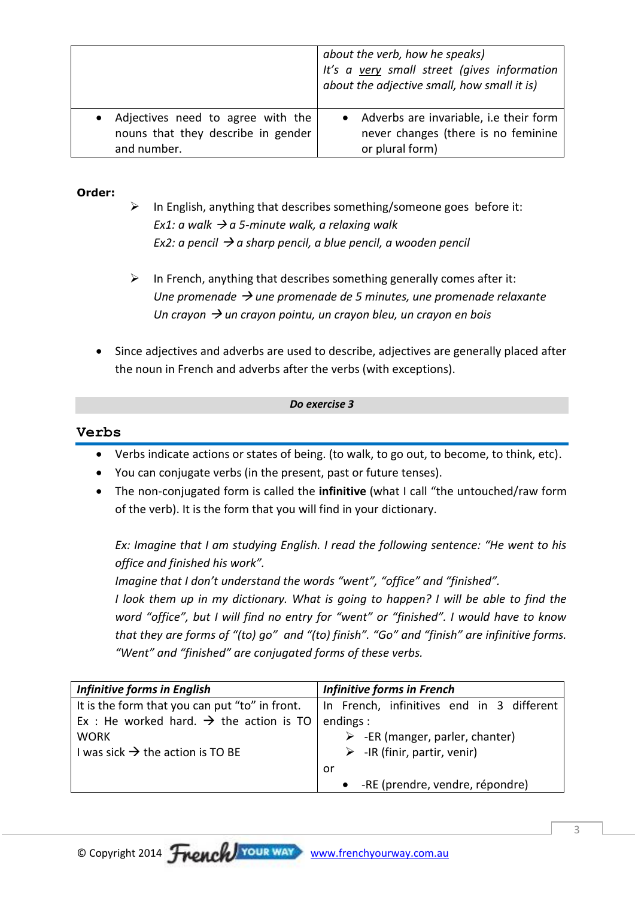| | |
|---|---|
| | *about the verb, how he speaks)* *It's a very small street (gives information about the adjective small, how small it is)* |
| • Adjectives need to agree with the nouns that they describe in gender and number. | • Adverbs are invariable, i.e their form never changes (there is no feminine or plural form) |

**Order:**

- In English, anything that describes something/someone goes before it:
  *Ex1: a walk → a 5-minute walk, a relaxing walk*
  *Ex2: a pencil → a sharp pencil, a blue pencil, a wooden pencil*

- In French, anything that describes something generally comes after it:
  *Une promenade → une promenade de 5 minutes, une promenade relaxante*
  *Un crayon → un crayon pointu, un crayon bleu, un crayon en bois*

- Since adjectives and adverbs are used to describe, adjectives are generally placed after the noun in French and adverbs after the verbs (with exceptions).

***Do exercise 3***

## Verbs

- Verbs indicate actions or states of being. (to walk, to go out, to become, to think, etc).
- You can conjugate verbs (in the present, past or future tenses).
- The non-conjugated form is called the **infinitive** (what I call "the untouched/raw form of the verb). It is the form that you will find in your dictionary.

  *Ex: Imagine that I am studying English. I read the following sentence: "He went to his office and finished his work".*
  *Imagine that I don't understand the words "went", "office" and "finished".*
  *I look them up in my dictionary. What is going to happen? I will be able to find the word "office", but I will find no entry for "went" or "finished". I would have to know that they are forms of "(to) go" and "(to) finish". "Go" and "finish" are infinitive forms. "Went" and "finished" are conjugated forms of these verbs.*

| ***Infinitive forms in English*** | ***Infinitive forms in French*** |
|---|---|
| It is the form that you can put "to" in front. Ex : He worked hard. → the action is TO WORK I was sick → the action is TO BE | In French, infinitives end in 3 different endings : ➢ -ER (manger, parler, chanter) ➢ -IR (finir, partir, venir) or • -RE (prendre, vendre, répondre) |

© Copyright 2014 French YOUR WAY www.frenchyourway.com.au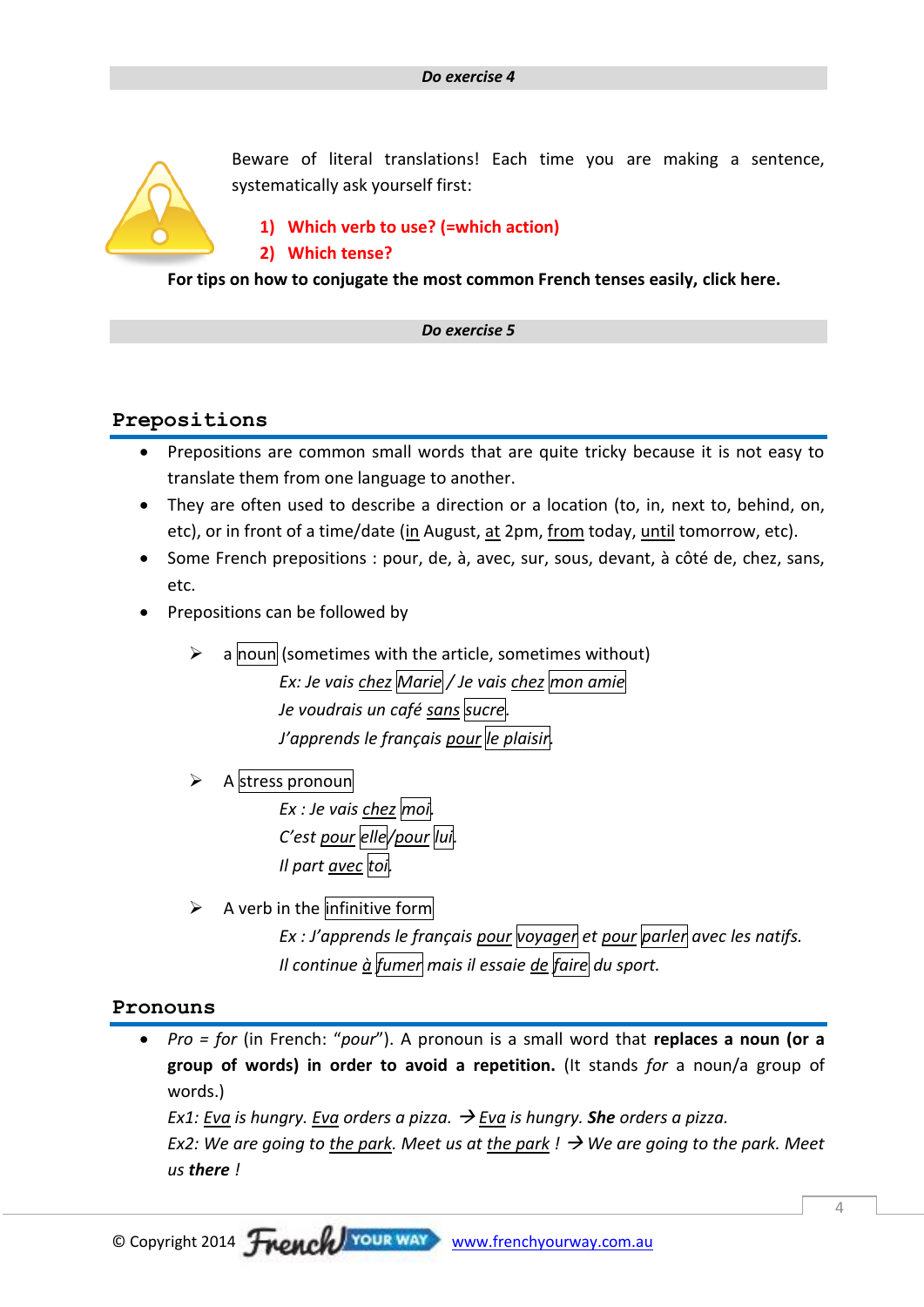***Do exercise 4***

Beware of literal translations! Each time you are making a sentence, systematically ask yourself first:

1) **Which verb to use? (=which action)**
2) **Which tense?**

**For tips on how to conjugate the most common French tenses easily, click here.**

***Do exercise 5***

## Prepositions

- Prepositions are common small words that are quite tricky because it is not easy to translate them from one language to another.
- They are often used to describe a direction or a location (to, in, next to, behind, on, etc), or in front of a time/date (<u>in</u> August, <u>at</u> 2pm, <u>from</u> today, <u>until</u> tomorrow, etc).
- Some French prepositions : pour, de, à, avec, sur, sous, devant, à côté de, chez, sans, etc.
- Prepositions can be followed by

  - a noun (sometimes with the article, sometimes without)

    *Ex: Je vais <u>chez</u> Marie / Je vais <u>chez</u> mon amie*

    *Je voudrais un café <u>sans</u> sucre.*

    *J'apprends le français <u>pour</u> le plaisir.*

  - A stress pronoun

    *Ex : Je vais <u>chez</u> moi.*

    *C'est <u>pour</u> elle/<u>pour</u> lui.*

    *Il part <u>avec</u> toi.*

  - A verb in the infinitive form

    *Ex : J'apprends le français <u>pour</u> voyager et <u>pour</u> parler avec les natifs.*

    *Il continue <u>à</u> fumer mais il essaie <u>de</u> faire du sport.*

## Pronouns

- *Pro = for* (in French: "*pour*"). A pronoun is a small word that **replaces a noun (or a group of words) in order to avoid a repetition.** (It stands *for* a noun/a group of words.)

  *Ex1: <u>Eva</u> is hungry. <u>Eva</u> orders a pizza. → <u>Eva</u> is hungry. **She** orders a pizza.*

  *Ex2: We are going to <u>the park</u>. Meet us at <u>the park</u> ! → We are going to the park. Meet us **there** !*

© Copyright 2014 French YOUR WAY www.frenchyourway.com.au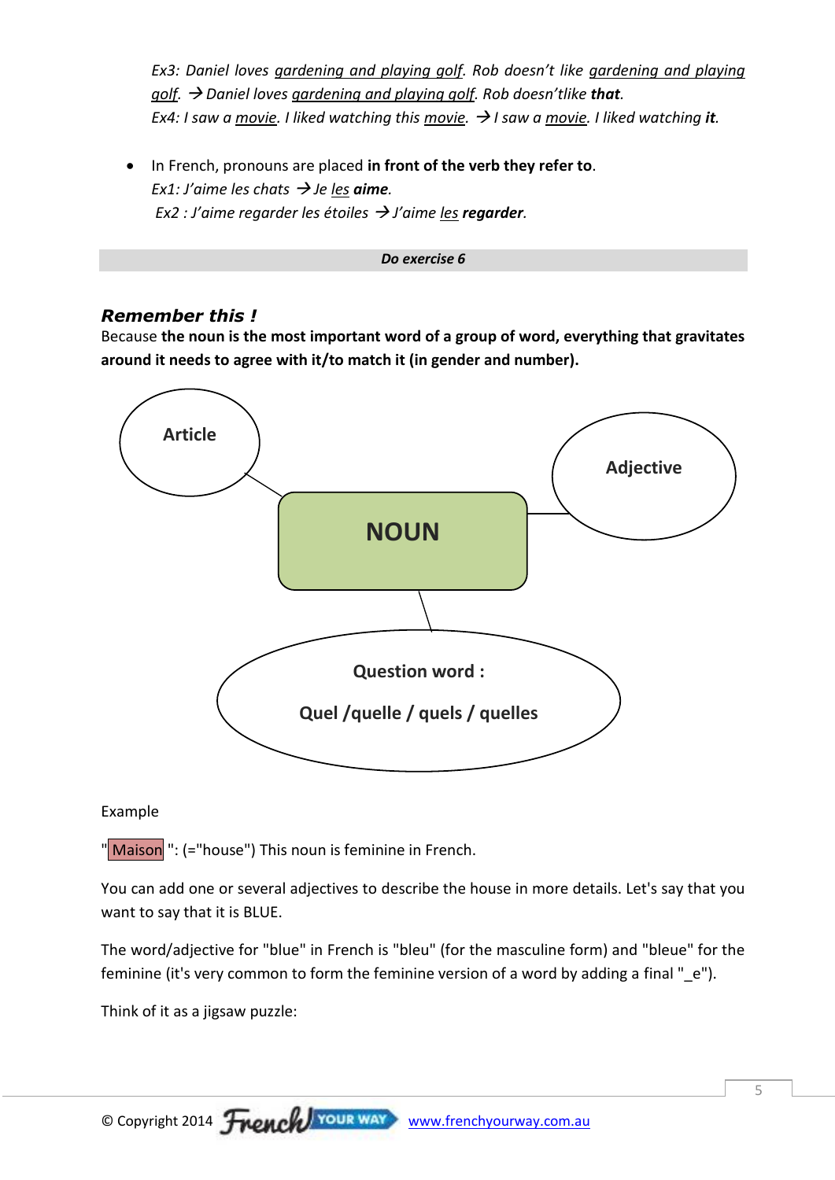*Ex3: Daniel loves gardening and playing golf. Rob doesn't like gardening and playing golf. → Daniel loves gardening and playing golf. Rob doesn'tlike **that**.*
*Ex4: I saw a movie. I liked watching this movie. → I saw a movie. I liked watching **it**.*

- In French, pronouns are placed **in front of the verb they refer to**.
  *Ex1: J'aime les chats → Je les **aime**.*
  *Ex2 : J'aime regarder les étoiles → J'aime les **regarder**.*

***Do exercise 6***

## *Remember this !*

Because **the noun is the most important word of a group of word, everything that gravitates around it needs to agree with it/to match it (in gender and number).**

**Article**

**Adjective**

**NOUN**

**Question word :**

**Quel /quelle / quels / quelles**

Example

"Maison ": (="house") This noun is feminine in French.

You can add one or several adjectives to describe the house in more details. Let's say that you want to say that it is BLUE.

The word/adjective for "blue" in French is "bleu" (for the masculine form) and "bleue" for the feminine (it's very common to form the feminine version of a word by adding a final "_e").

Think of it as a jigsaw puzzle: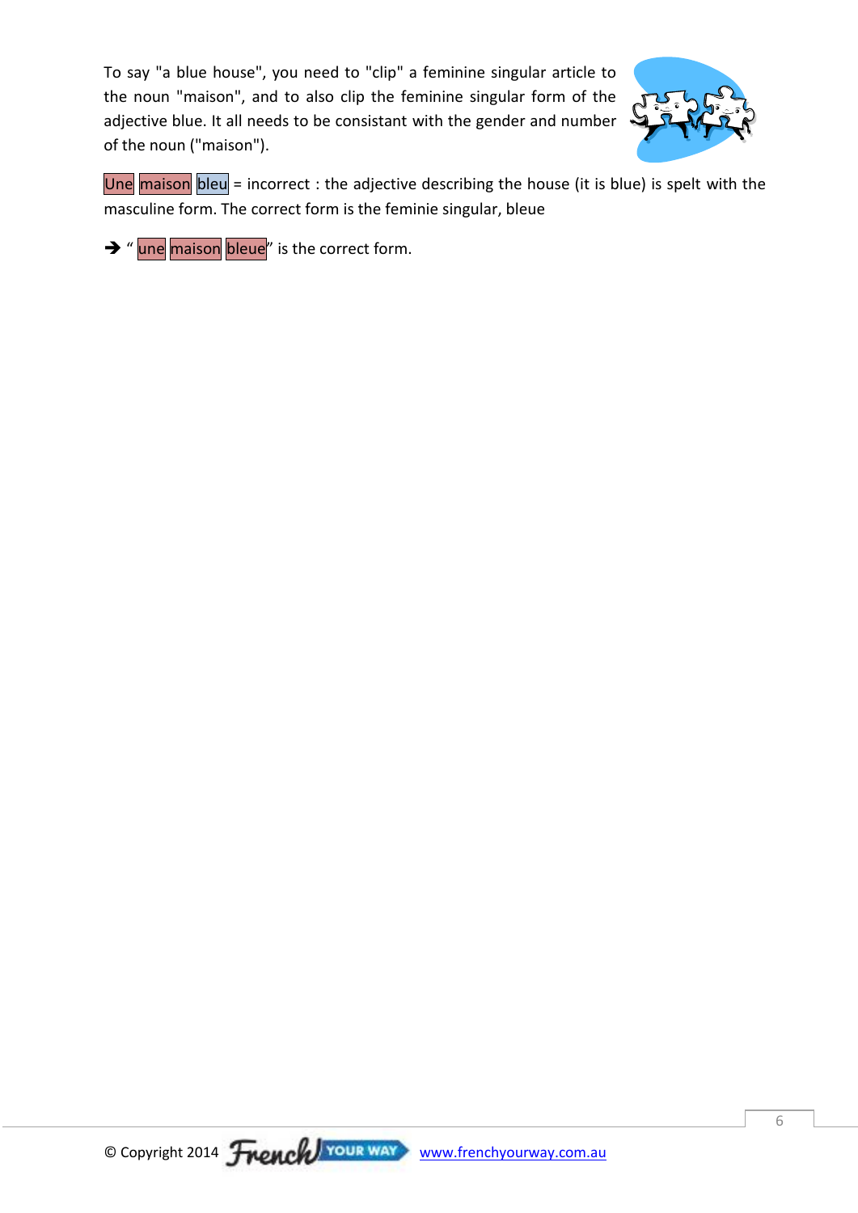To say "a blue house", you need to "clip" a feminine singular article to the noun "maison", and to also clip the feminine singular form of the adjective blue. It all needs to be consistant with the gender and number of the noun ("maison").

Une maison bleu = incorrect : the adjective describing the house (it is blue) is spelt with the masculine form. The correct form is the feminie singular, bleue

→ " une maison bleue" is the correct form.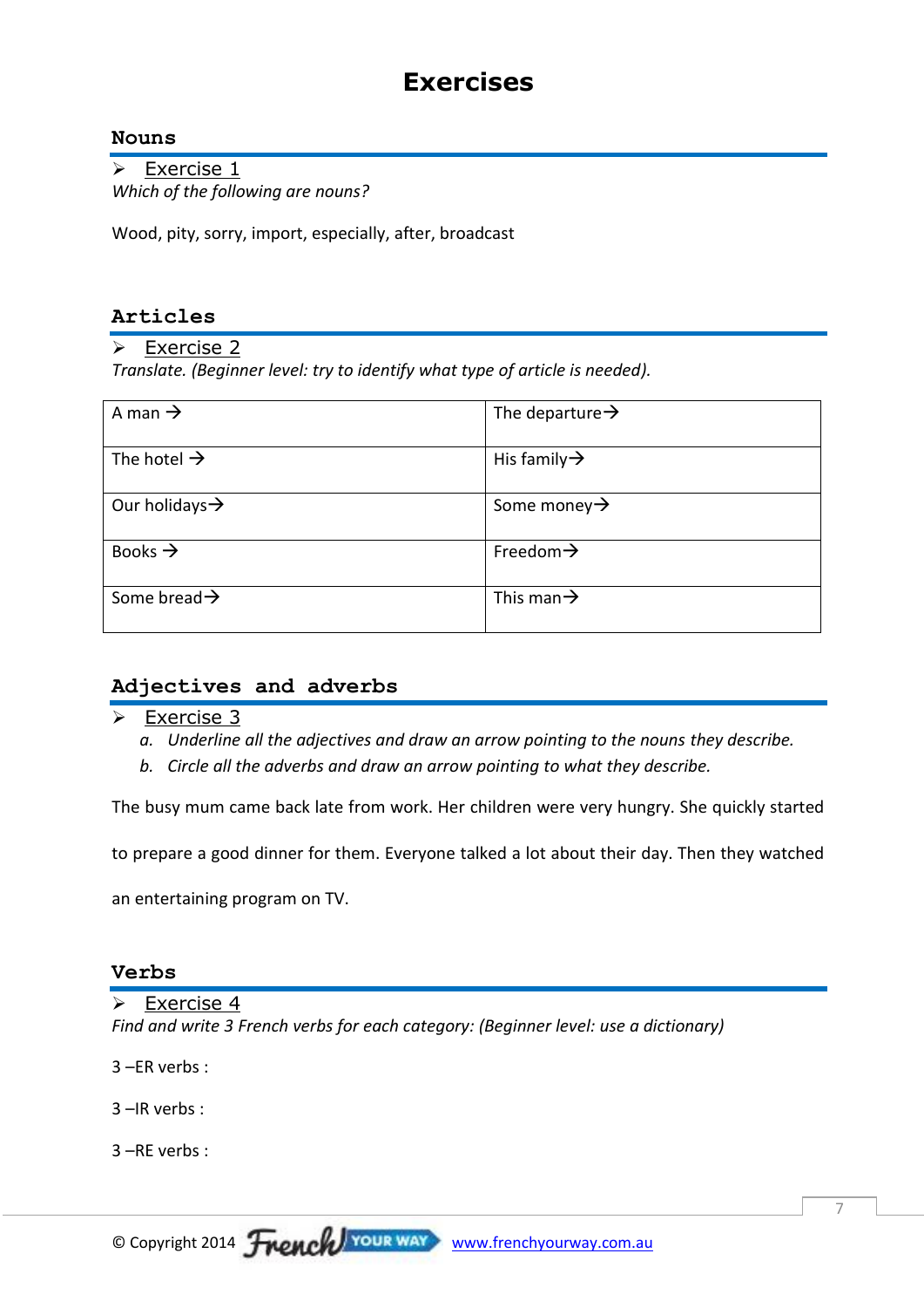# Exercises

## Nouns

- **Exercise 1**

*Which of the following are nouns?*

Wood, pity, sorry, import, especially, after, broadcast

## Articles

- **Exercise 2**

*Translate. (Beginner level: try to identify what type of article is needed).*

| | |
|---|---|
| A man → | The departure→ |
| The hotel → | His family→ |
| Our holidays→ | Some money→ |
| Books → | Freedom→ |
| Some bread→ | This man→ |

## Adjectives and adverbs

- **Exercise 3**

  a. *Underline all the adjectives and draw an arrow pointing to the nouns they describe.*

  b. *Circle all the adverbs and draw an arrow pointing to what they describe.*

The busy mum came back late from work. Her children were very hungry. She quickly started to prepare a good dinner for them. Everyone talked a lot about their day. Then they watched an entertaining program on TV.

## Verbs

- **Exercise 4**

*Find and write 3 French verbs for each category: (Beginner level: use a dictionary)*

3 –ER verbs :

3 –IR verbs :

3 –RE verbs :

© Copyright 2014 French YOUR WAY www.frenchyourway.com.au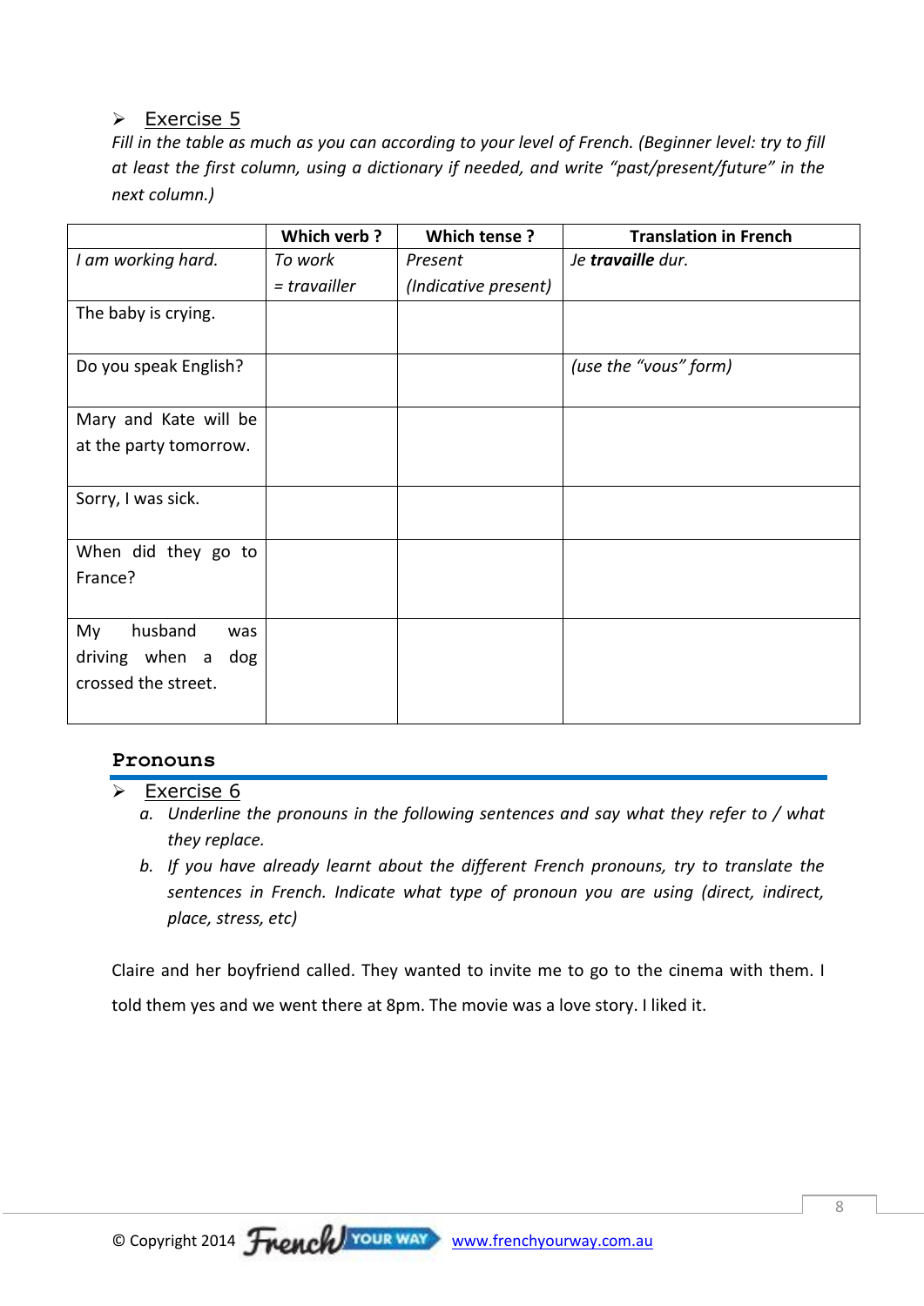- Exercise 5

*Fill in the table as much as you can according to your level of French. (Beginner level: try to fill at least the first column, using a dictionary if needed, and write "past/present/future" in the next column.)*

| | Which verb ? | Which tense ? | Translation in French |
|---|---|---|---|
| *I am working hard.* | *To work = travailler* | *Present (Indicative present)* | *Je **travaille** dur.* |
| The baby is crying. | | | |
| Do you speak English? | | | *(use the "vous" form)* |
| Mary and Kate will be at the party tomorrow. | | | |
| Sorry, I was sick. | | | |
| When did they go to France? | | | |
| My husband was driving when a dog crossed the street. | | | |

## Pronouns

- Exercise 6

   a. *Underline the pronouns in the following sentences and say what they refer to / what they replace.*

   b. *If you have already learnt about the different French pronouns, try to translate the sentences in French. Indicate what type of pronoun you are using (direct, indirect, place, stress, etc)*

Claire and her boyfriend called. They wanted to invite me to go to the cinema with them. I told them yes and we went there at 8pm. The movie was a love story. I liked it.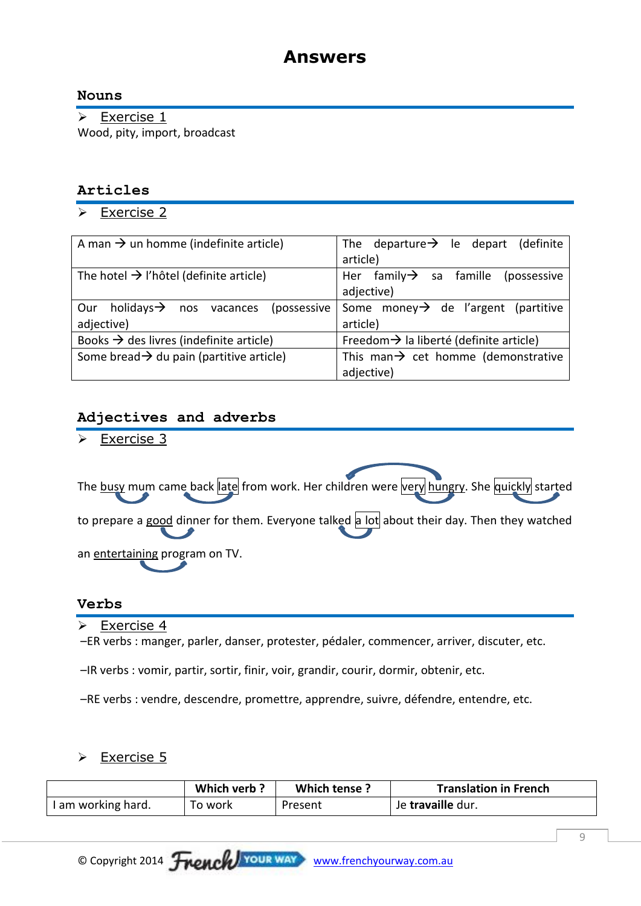# Answers

## Nouns

- Exercise 1

Wood, pity, import, broadcast

## Articles

- Exercise 2

| | |
|---|---|
| A man → un homme (indefinite article) | The departure→ le depart (definite article) |
| The hotel → l'hôtel (definite article) | Her family→ sa famille (possessive adjective) |
| Our holidays→ nos vacances (possessive adjective) | Some money→ de l'argent (partitive article) |
| Books → des livres (indefinite article) | Freedom→ la liberté (definite article) |
| Some bread→ du pain (partitive article) | This man→ cet homme (demonstrative adjective) |

## Adjectives and adverbs

- Exercise 3

The busy mum came back late from work. Her children were very hungry. She quickly started to prepare a good dinner for them. Everyone talked a lot about their day. Then they watched an entertaining program on TV.

## Verbs

- Exercise 4

–ER verbs : manger, parler, danser, protester, pédaler, commencer, arriver, discuter, etc.

–IR verbs : vomir, partir, sortir, finir, voir, grandir, courir, dormir, obtenir, etc.

–RE verbs : vendre, descendre, promettre, apprendre, suivre, défendre, entendre, etc.

- Exercise 5

| | Which verb ? | Which tense ? | Translation in French |
|---|---|---|---|
| I am working hard. | To work | Present | Je **travaille** dur. |

© Copyright 2014 French YOUR WAY www.frenchyourway.com.au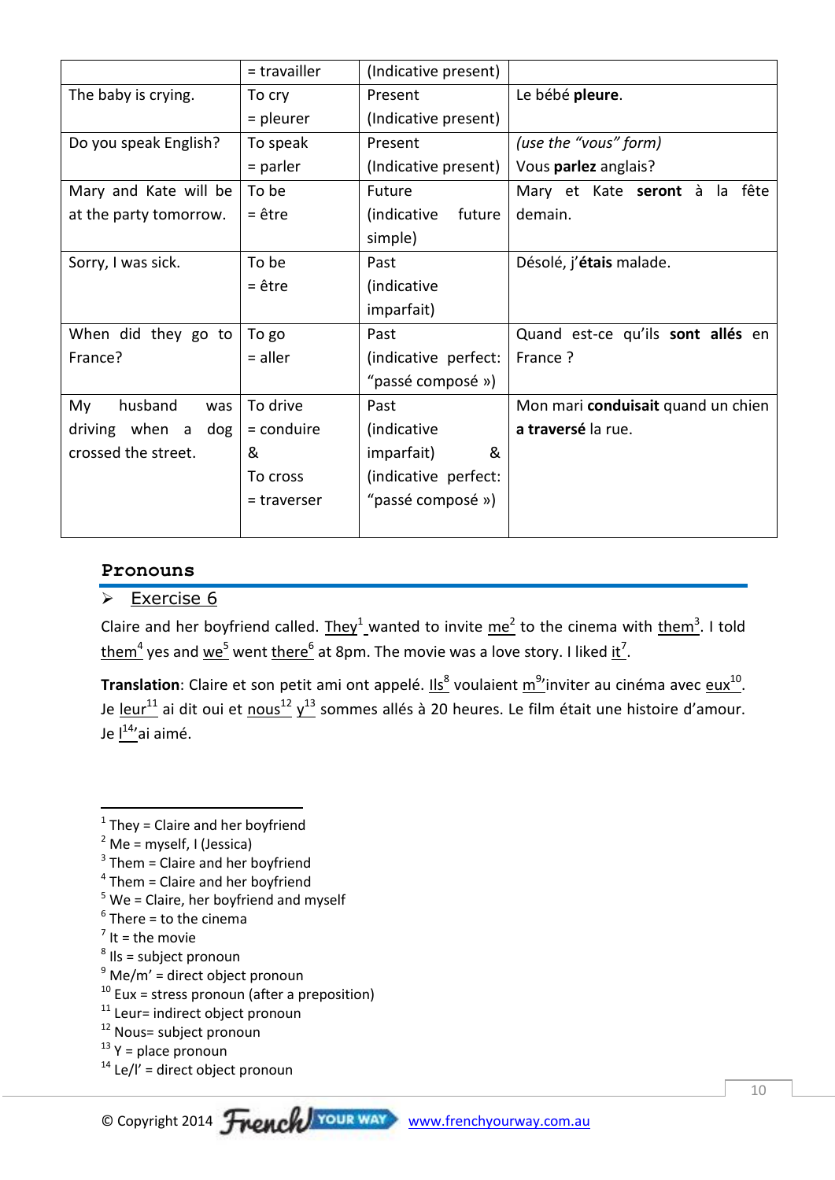| | | | |
|---|---|---|---|
| | = travailler | (Indicative present) | |
| The baby is crying. | To cry = pleurer | Present (Indicative present) | Le bébé **pleure**. |
| Do you speak English? | To speak = parler | Present (Indicative present) | *(use the "vous" form)* Vous **parlez** anglais? |
| Mary and Kate will be at the party tomorrow. | To be = être | Future (indicative future simple) | Mary et Kate **seront** à la fête demain. |
| Sorry, I was sick. | To be = être | Past (indicative imparfait) | Désolé, j'**étais** malade. |
| When did they go to France? | To go = aller | Past (indicative perfect: "passé composé ») | Quand est-ce qu'ils **sont allés** en France ? |
| My husband was driving when a dog crossed the street. | To drive = conduire & To cross = traverser | Past (indicative imparfait) & (indicative perfect: "passé composé ») | Mon mari **conduisait** quand un chien **a traversé** la rue. |

## Pronouns

### ➢ Exercise 6

Claire and her boyfriend called. They[1] wanted to invite me[2] to the cinema with them[3]. I told them[4] yes and we[5] went there[6] at 8pm. The movie was a love story. I liked it[7].

**Translation**: Claire et son petit ami ont appelé. Ils[8] voulaient m[9]'inviter au cinéma avec eux[10]. Je leur[11] ai dit oui et nous[12] y[13] sommes allés à 20 heures. Le film était une histoire d'amour. Je l[14]'ai aimé.

---

[1] They = Claire and her boyfriend
[2] Me = myself, I (Jessica)
[3] Them = Claire and her boyfriend
[4] Them = Claire and her boyfriend
[5] We = Claire, her boyfriend and myself
[6] There = to the cinema
[7] It = the movie
[8] Ils = subject pronoun
[9] Me/m' = direct object pronoun
[10] Eux = stress pronoun (after a preposition)
[11] Leur= indirect object pronoun
[12] Nous= subject pronoun
[13] Y = place pronoun
[14] Le/l' = direct object pronoun

© Copyright 2014 French YOUR WAY www.frenchyourway.com.au